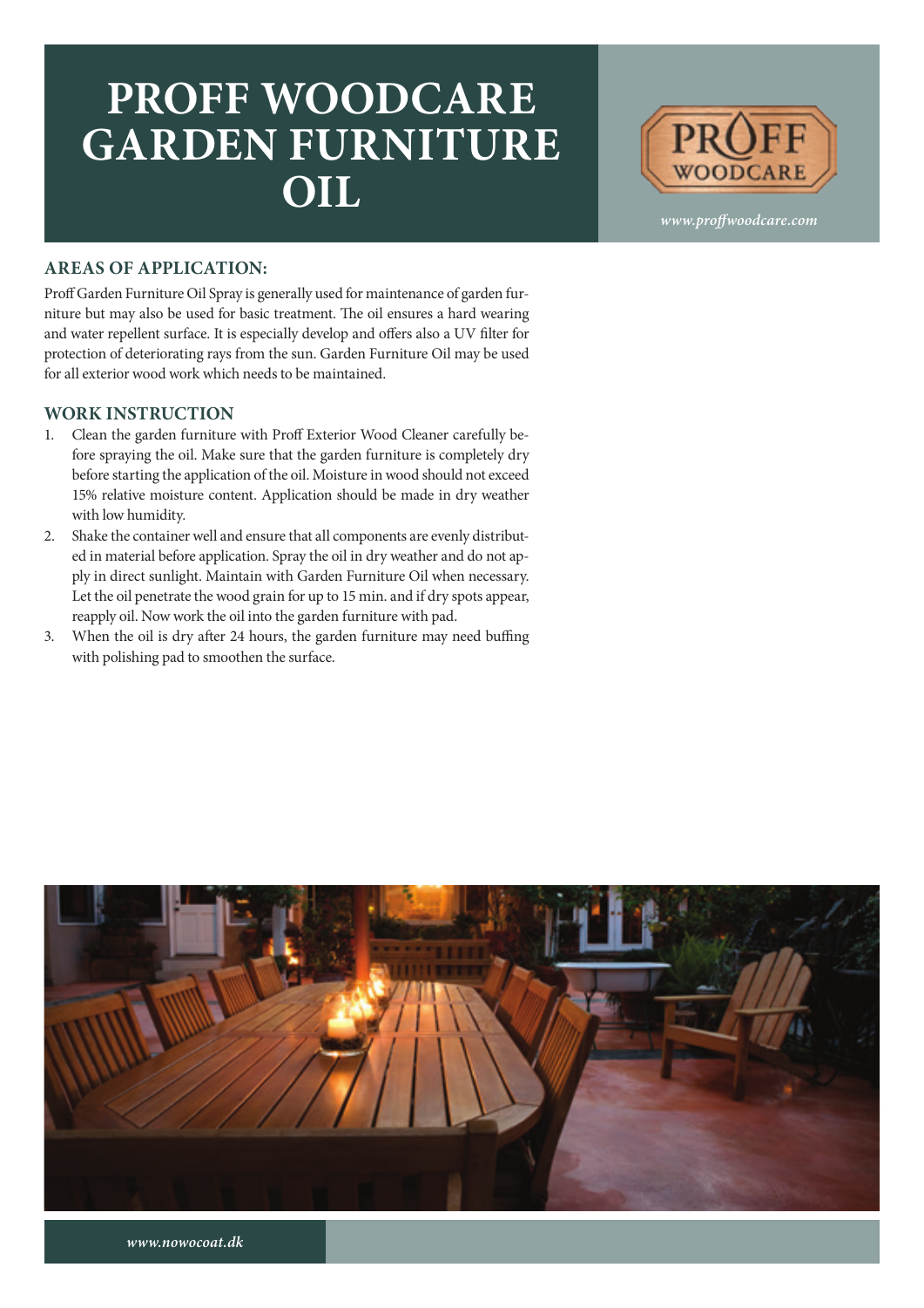# PROFF WOODCARE GARDEN FURNITURE OIL

PROFF WOODCARE

*www.proffwoodcare.com*

## AREAS OF APPLICATION:

Proff Garden Furniture Oil Spray is generally used for maintenance of garden furniture but may also be used for basic treatment. The oil ensures a hard wearing and water repellent surface. It is especially develop and offers also a UV filter for protection of deteriorating rays from the sun. Garden Furniture Oil may be used for all exterior wood work which needs to be maintained.

## WORK INSTRUCTION

1. Clean the garden furniture with Proff Exterior Wood Cleaner carefully before spraying the oil. Make sure that the garden furniture is completely dry before starting the application of the oil. Moisture in wood should not exceed 15% relative moisture content. Application should be made in dry weather with low humidity.
2. Shake the container well and ensure that all components are evenly distributed in material before application. Spray the oil in dry weather and do not apply in direct sunlight. Maintain with Garden Furniture Oil when necessary. Let the oil penetrate the wood grain for up to 15 min. and if dry spots appear, reapply oil. Now work the oil into the garden furniture with pad.
3. When the oil is dry after 24 hours, the garden furniture may need buffing with polishing pad to smoothen the surface.

*www.nowocoat.dk*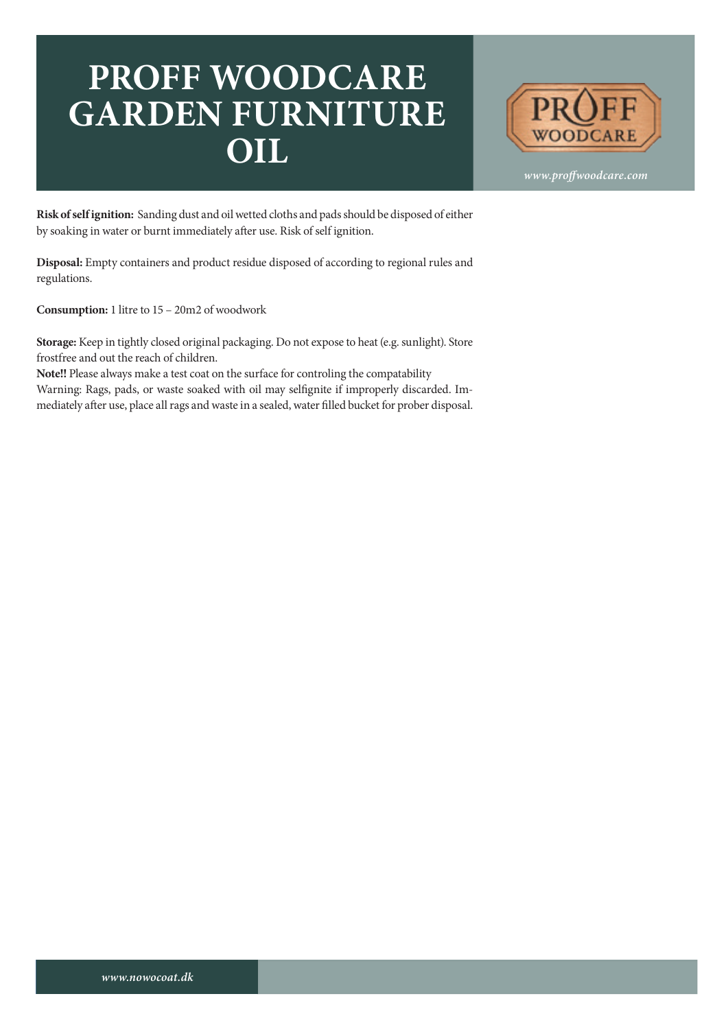# PROFF WOODCARE GARDEN FURNITURE OIL

*www.proffwoodcare.com*

**Risk of self ignition:** Sanding dust and oil wetted cloths and pads should be disposed of either by soaking in water or burnt immediately after use. Risk of self ignition.

**Disposal:** Empty containers and product residue disposed of according to regional rules and regulations.

**Consumption:** 1 litre to 15 – 20m2 of woodwork

**Storage:** Keep in tightly closed original packaging. Do not expose to heat (e.g. sunlight). Store frostfree and out the reach of children.
**Note!!** Please always make a test coat on the surface for controling the compatability
Warning: Rags, pads, or waste soaked with oil may selfignite if improperly discarded. Immediately after use, place all rags and waste in a sealed, water filled bucket for prober disposal.

*www.nowocoat.dk*